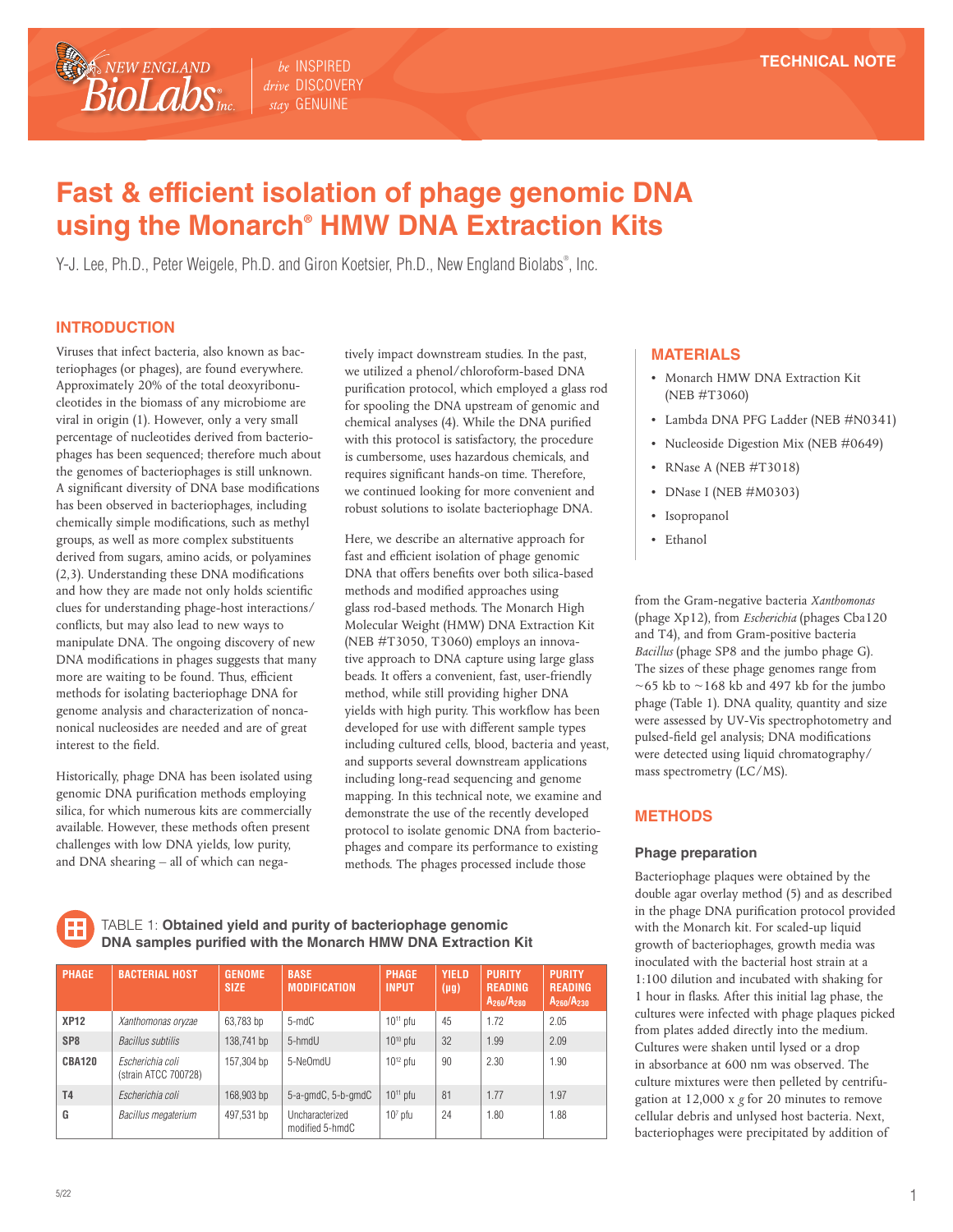TECHNICAL NOTE

# Fast & efficient isolation of phage genomic DNA using the Monarch® HMW DNA Extraction Kits

Y-J. Lee, Ph.D., Peter Weigele, Ph.D. and Giron Koetsier, Ph.D., New England Biolabs®, Inc.

## INTRODUCTION

Viruses that infect bacteria, also known as bacteriophages (or phages), are found everywhere. Approximately 20% of the total deoxyribonucleotides in the biomass of any microbiome are viral in origin (1). However, only a very small percentage of nucleotides derived from bacteriophages has been sequenced; therefore much about the genomes of bacteriophages is still unknown. A significant diversity of DNA base modifications has been observed in bacteriophages, including chemically simple modifications, such as methyl groups, as well as more complex substituents derived from sugars, amino acids, or polyamines (2,3). Understanding these DNA modifications and how they are made not only holds scientific clues for understanding phage-host interactions/conflicts, but may also lead to new ways to manipulate DNA. The ongoing discovery of new DNA modifications in phages suggests that many more are waiting to be found. Thus, efficient methods for isolating bacteriophage DNA for genome analysis and characterization of noncanonical nucleosides are needed and are of great interest to the field.

Historically, phage DNA has been isolated using genomic DNA purification methods employing silica, for which numerous kits are commercially available. However, these methods often present challenges with low DNA yields, low purity, and DNA shearing – all of which can negatively impact downstream studies. In the past, we utilized a phenol/chloroform-based DNA purification protocol, which employed a glass rod for spooling the DNA upstream of genomic and chemical analyses (4). While the DNA purified with this protocol is satisfactory, the procedure is cumbersome, uses hazardous chemicals, and requires significant hands-on time. Therefore, we continued looking for more convenient and robust solutions to isolate bacteriophage DNA.

Here, we describe an alternative approach for fast and efficient isolation of phage genomic DNA that offers benefits over both silica-based methods and modified approaches using glass rod-based methods. The Monarch High Molecular Weight (HMW) DNA Extraction Kit (NEB #T3050, T3060) employs an innovative approach to DNA capture using large glass beads. It offers a convenient, fast, user-friendly method, while still providing higher DNA yields with high purity. This workflow has been developed for use with different sample types including cultured cells, blood, bacteria and yeast, and supports several downstream applications including long-read sequencing and genome mapping. In this technical note, we examine and demonstrate the use of the recently developed protocol to isolate genomic DNA from bacteriophages and compare its performance to existing methods. The phages processed include those from the Gram-negative bacteria *Xanthomonas* (phage Xp12), from *Escherichia* (phages Cba120 and T4), and from Gram-positive bacteria *Bacillus* (phage SP8 and the jumbo phage G). The sizes of these phage genomes range from ~65 kb to ~168 kb and 497 kb for the jumbo phage (Table 1). DNA quality, quantity and size were assessed by UV-Vis spectrophotometry and pulsed-field gel analysis; DNA modifications were detected using liquid chromatography/mass spectrometry (LC/MS).

## MATERIALS

- Monarch HMW DNA Extraction Kit (NEB #T3060)
- Lambda DNA PFG Ladder (NEB #N0341)
- Nucleoside Digestion Mix (NEB #0649)
- RNase A (NEB #T3018)
- DNase I (NEB #M0303)
- Isopropanol
- Ethanol

TABLE 1: **Obtained yield and purity of bacteriophage genomic DNA samples purified with the Monarch HMW DNA Extraction Kit**

| PHAGE | BACTERIAL HOST | GENOME SIZE | BASE MODIFICATION | PHAGE INPUT | YIELD (µg) | PURITY READING $A_{260}/A_{280}$ | PURITY READING $A_{260}/A_{230}$ |
|---|---|---|---|---|---|---|---|
| XP12 | *Xanthomonas oryzae* | 63,783 bp | 5-mdC | $10^{11}$ pfu | 45 | 1.72 | 2.05 |
| SP8 | *Bacillus subtilis* | 138,741 bp | 5-hmdU | $10^{10}$ pfu | 32 | 1.99 | 2.09 |
| CBA120 | *Escherichia coli* (strain ATCC 700728) | 157,304 bp | 5-NeOmdU | $10^{12}$ pfu | 90 | 2.30 | 1.90 |
| T4 | *Escherichia coli* | 168,903 bp | 5-a-gmdC, 5-b-gmdC | $10^{11}$ pfu | 81 | 1.77 | 1.97 |
| G | *Bacillus megaterium* | 497,531 bp | Uncharacterized modified 5-hmdC | $10^{7}$ pfu | 24 | 1.80 | 1.88 |

## METHODS

### Phage preparation

Bacteriophage plaques were obtained by the double agar overlay method (5) and as described in the phage DNA purification protocol provided with the Monarch kit. For scaled-up liquid growth of bacteriophages, growth media was inoculated with the bacterial host strain at a 1:100 dilution and incubated with shaking for 1 hour in flasks. After this initial lag phase, the cultures were infected with phage plaques picked from plates added directly into the medium. Cultures were shaken until lysed or a drop in absorbance at 600 nm was observed. The culture mixtures were then pelleted by centrifugation at 12,000 x *g* for 20 minutes to remove cellular debris and unlysed host bacteria. Next, bacteriophages were precipitated by addition of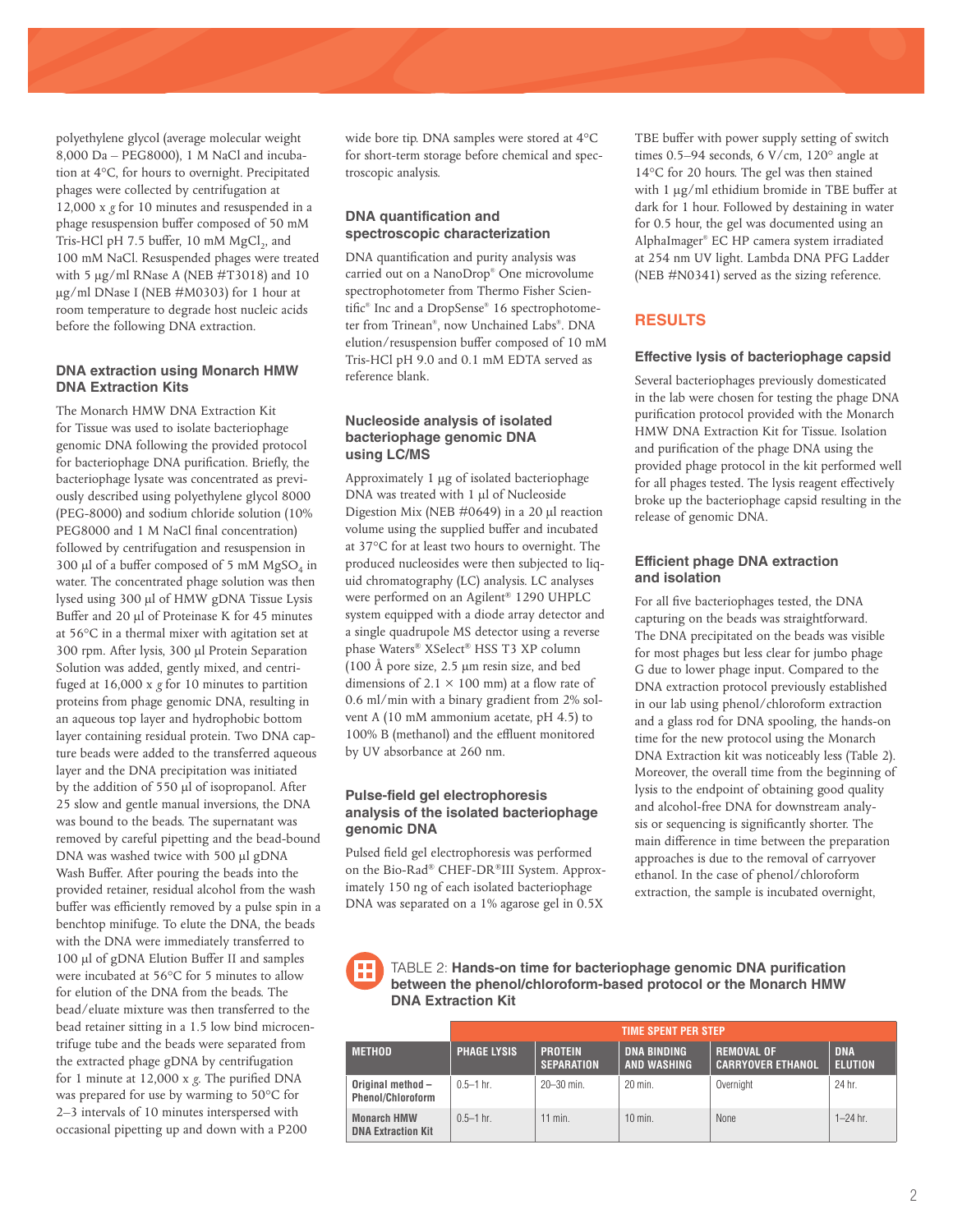polyethylene glycol (average molecular weight 8,000 Da – PEG8000), 1 M NaCl and incubation at 4°C, for hours to overnight. Precipitated phages were collected by centrifugation at 12,000 x *g* for 10 minutes and resuspended in a phage resuspension buffer composed of 50 mM Tris-HCl pH 7.5 buffer, 10 mM $MgCl_2$, and 100 mM NaCl. Resuspended phages were treated with 5 µg/ml RNase A (NEB #T3018) and 10 µg/ml DNase I (NEB #M0303) for 1 hour at room temperature to degrade host nucleic acids before the following DNA extraction.

### DNA extraction using Monarch HMW DNA Extraction Kits

The Monarch HMW DNA Extraction Kit for Tissue was used to isolate bacteriophage genomic DNA following the provided protocol for bacteriophage DNA purification. Briefly, the bacteriophage lysate was concentrated as previously described using polyethylene glycol 8000 (PEG-8000) and sodium chloride solution (10% PEG8000 and 1 M NaCl final concentration) followed by centrifugation and resuspension in 300 µl of a buffer composed of 5 mM $MgSO_4$ in water. The concentrated phage solution was then lysed using 300 µl of HMW gDNA Tissue Lysis Buffer and 20 µl of Proteinase K for 45 minutes at 56°C in a thermal mixer with agitation set at 300 rpm. After lysis, 300 µl Protein Separation Solution was added, gently mixed, and centrifuged at 16,000 x *g* for 10 minutes to partition proteins from phage genomic DNA, resulting in an aqueous top layer and hydrophobic bottom layer containing residual protein. Two DNA capture beads were added to the transferred aqueous layer and the DNA precipitation was initiated by the addition of 550 µl of isopropanol. After 25 slow and gentle manual inversions, the DNA was bound to the beads. The supernatant was removed by careful pipetting and the bead-bound DNA was washed twice with 500 µl gDNA Wash Buffer. After pouring the beads into the provided retainer, residual alcohol from the wash buffer was efficiently removed by a pulse spin in a benchtop minifuge. To elute the DNA, the beads with the DNA were immediately transferred to 100 µl of gDNA Elution Buffer II and samples were incubated at 56°C for 5 minutes to allow for elution of the DNA from the beads. The bead/eluate mixture was then transferred to the bead retainer sitting in a 1.5 low bind microcentrifuge tube and the beads were separated from the extracted phage gDNA by centrifugation for 1 minute at 12,000 x *g*. The purified DNA was prepared for use by warming to 50°C for 2–3 intervals of 10 minutes interspersed with occasional pipetting up and down with a P200 wide bore tip. DNA samples were stored at 4°C for short-term storage before chemical and spectroscopic analysis.

### DNA quantification and spectroscopic characterization

DNA quantification and purity analysis was carried out on a NanoDrop® One microvolume spectrophotometer from Thermo Fisher Scientific® Inc and a DropSense® 16 spectrophotometer from Trinean®, now Unchained Labs®. DNA elution/resuspension buffer composed of 10 mM Tris-HCl pH 9.0 and 0.1 mM EDTA served as reference blank.

### Nucleoside analysis of isolated bacteriophage genomic DNA using LC/MS

Approximately 1 µg of isolated bacteriophage DNA was treated with 1 µl of Nucleoside Digestion Mix (NEB #0649) in a 20 µl reaction volume using the supplied buffer and incubated at 37°C for at least two hours to overnight. The produced nucleosides were then subjected to liquid chromatography (LC) analysis. LC analyses were performed on an Agilent® 1290 UHPLC system equipped with a diode array detector and a single quadrupole MS detector using a reverse phase Waters® XSelect® HSS T3 XP column (100 Å pore size, 2.5 µm resin size, and bed dimensions of 2.1 × 100 mm) at a flow rate of 0.6 ml/min with a binary gradient from 2% solvent A (10 mM ammonium acetate, pH 4.5) to 100% B (methanol) and the effluent monitored by UV absorbance at 260 nm.

### Pulse-field gel electrophoresis analysis of the isolated bacteriophage genomic DNA

Pulsed field gel electrophoresis was performed on the Bio-Rad® CHEF-DR®III System. Approximately 150 ng of each isolated bacteriophage DNA was separated on a 1% agarose gel in 0.5X TBE buffer with power supply setting of switch times 0.5–94 seconds, 6 V/cm, 120° angle at 14°C for 20 hours. The gel was then stained with 1 µg/ml ethidium bromide in TBE buffer at dark for 1 hour. Followed by destaining in water for 0.5 hour, the gel was documented using an AlphaImager® EC HP camera system irradiated at 254 nm UV light. Lambda DNA PFG Ladder (NEB #N0341) served as the sizing reference.

## RESULTS

### Effective lysis of bacteriophage capsid

Several bacteriophages previously domesticated in the lab were chosen for testing the phage DNA purification protocol provided with the Monarch HMW DNA Extraction Kit for Tissue. Isolation and purification of the phage DNA using the provided phage protocol in the kit performed well for all phages tested. The lysis reagent effectively broke up the bacteriophage capsid resulting in the release of genomic DNA.

### Efficient phage DNA extraction and isolation

For all five bacteriophages tested, the DNA capturing on the beads was straightforward. The DNA precipitated on the beads was visible for most phages but less clear for jumbo phage G due to lower phage input. Compared to the DNA extraction protocol previously established in our lab using phenol/chloroform extraction and a glass rod for DNA spooling, the hands-on time for the new protocol using the Monarch DNA Extraction kit was noticeably less (Table 2). Moreover, the overall time from the beginning of lysis to the endpoint of obtaining good quality and alcohol-free DNA for downstream analysis or sequencing is significantly shorter. The main difference in time between the preparation approaches is due to the removal of carryover ethanol. In the case of phenol/chloroform extraction, the sample is incubated overnight,

TABLE 2: **Hands-on time for bacteriophage genomic DNA purification between the phenol/chloroform-based protocol or the Monarch HMW DNA Extraction Kit**

| | TIME SPENT PER STEP | | | | |
|---|---|---|---|---|---|
| **METHOD** | **PHAGE LYSIS** | **PROTEIN SEPARATION** | **DNA BINDING AND WASHING** | **REMOVAL OF CARRYOVER ETHANOL** | **DNA ELUTION** |
| **Original method – Phenol/Chloroform** | 0.5–1 hr. | 20–30 min. | 20 min. | Overnight | 24 hr. |
| **Monarch HMW DNA Extraction Kit** | 0.5–1 hr. | 11 min. | 10 min. | None | 1–24 hr. |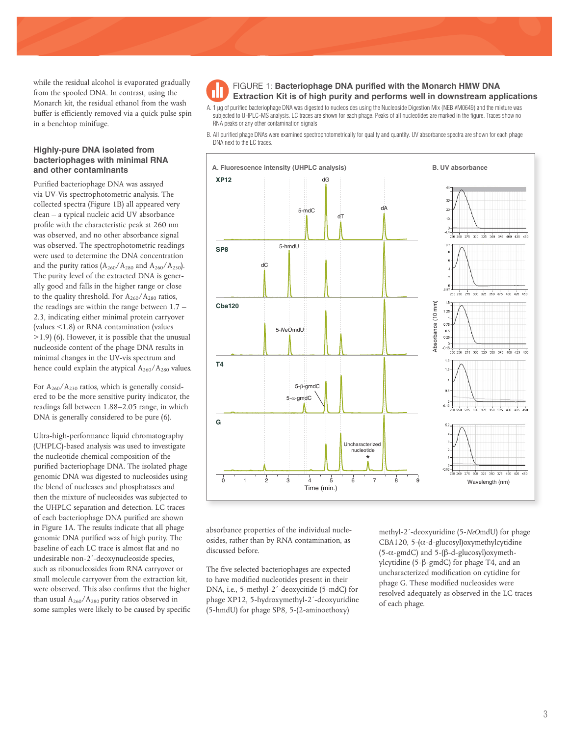while the residual alcohol is evaporated gradually from the spooled DNA. In contrast, using the Monarch kit, the residual ethanol from the wash buffer is efficiently removed via a quick pulse spin in a benchtop minifuge.

### Highly-pure DNA isolated from bacteriophages with minimal RNA and other contaminants

Purified bacteriophage DNA was assayed via UV-Vis spectrophotometric analysis. The collected spectra (Figure 1B) all appeared very clean – a typical nucleic acid UV absorbance profile with the characteristic peak at 260 nm was observed, and no other absorbance signal was observed. The spectrophotometric readings were used to determine the DNA concentration and the purity ratios ($A_{260}/A_{280}$ and $A_{260}/A_{230}$). The purity level of the extracted DNA is generally good and falls in the higher range or close to the quality threshold. For $A_{260}/A_{280}$ ratios, the readings are within the range between 1.7 – 2.3, indicating either minimal protein carryover (values <1.8) or RNA contamination (values >1.9) (6). However, it is possible that the unusual nucleoside content of the phage DNA results in minimal changes in the UV-vis spectrum and hence could explain the atypical $A_{260}/A_{280}$ values.

For $A_{260}/A_{230}$ ratios, which is generally considered to be the more sensitive purity indicator, the readings fall between 1.88–2.05 range, in which DNA is generally considered to be pure (6).

Ultra-high-performance liquid chromatography (UHPLC)-based analysis was used to investigate the nucleotide chemical composition of the purified bacteriophage DNA. The isolated phage genomic DNA was digested to nucleosides using the blend of nucleases and phosphatases and then the mixture of nucleosides was subjected to the UHPLC separation and detection. LC traces of each bacteriophage DNA purified are shown in Figure 1A. The results indicate that all phage genomic DNA purified was of high purity. The baseline of each LC trace is almost flat and no undesirable non-2´-deoxynucleoside species, such as ribonucleosides from RNA carryover or small molecule carryover from the extraction kit, were observed. This also confirms that the higher than usual $A_{260}/A_{280}$ purity ratios observed in some samples were likely to be caused by specific absorbance properties of the individual nucleosides, rather than by RNA contamination, as discussed before.

The five selected bacteriophages are expected to have modified nucleotides present in their DNA, i.e., 5-methyl-2´-deoxycitide (5-mdC) for phage XP12, 5-hydroxymethyl-2´-deoxyuridine (5-hmdU) for phage SP8, 5-(2-aminoethoxy) methyl-2´-deoxyuridine (5-*NeO*mdU) for phage CBA120, 5-(α-d-glucosyl)oxymethylcytidine (5-α-gmdC) and 5-(β-d-glucosyl)oxymethylcytidine (5-β-gmdC) for phage T4, and an uncharacterized modification on cytidine for phage G. These modified nucleosides were resolved adequately as observed in the LC traces of each phage.

**FIGURE 1: Bacteriophage DNA purified with the Monarch HMW DNA Extraction Kit is of high purity and performs well in downstream applications**

A. 1 µg of purified bacteriophage DNA was digested to nucleosides using the Nucleoside Digestion Mix (NEB #M0649) and the mixture was subjected to UHPLC-MS analysis. LC traces are shown for each phage. Peaks of all nucleotides are marked in the figure. Traces show no RNA peaks or any other contamination signals

B. All purified phage DNAs were examined spectrophotometrically for quality and quantity. UV absorbance spectra are shown for each phage DNA next to the LC traces.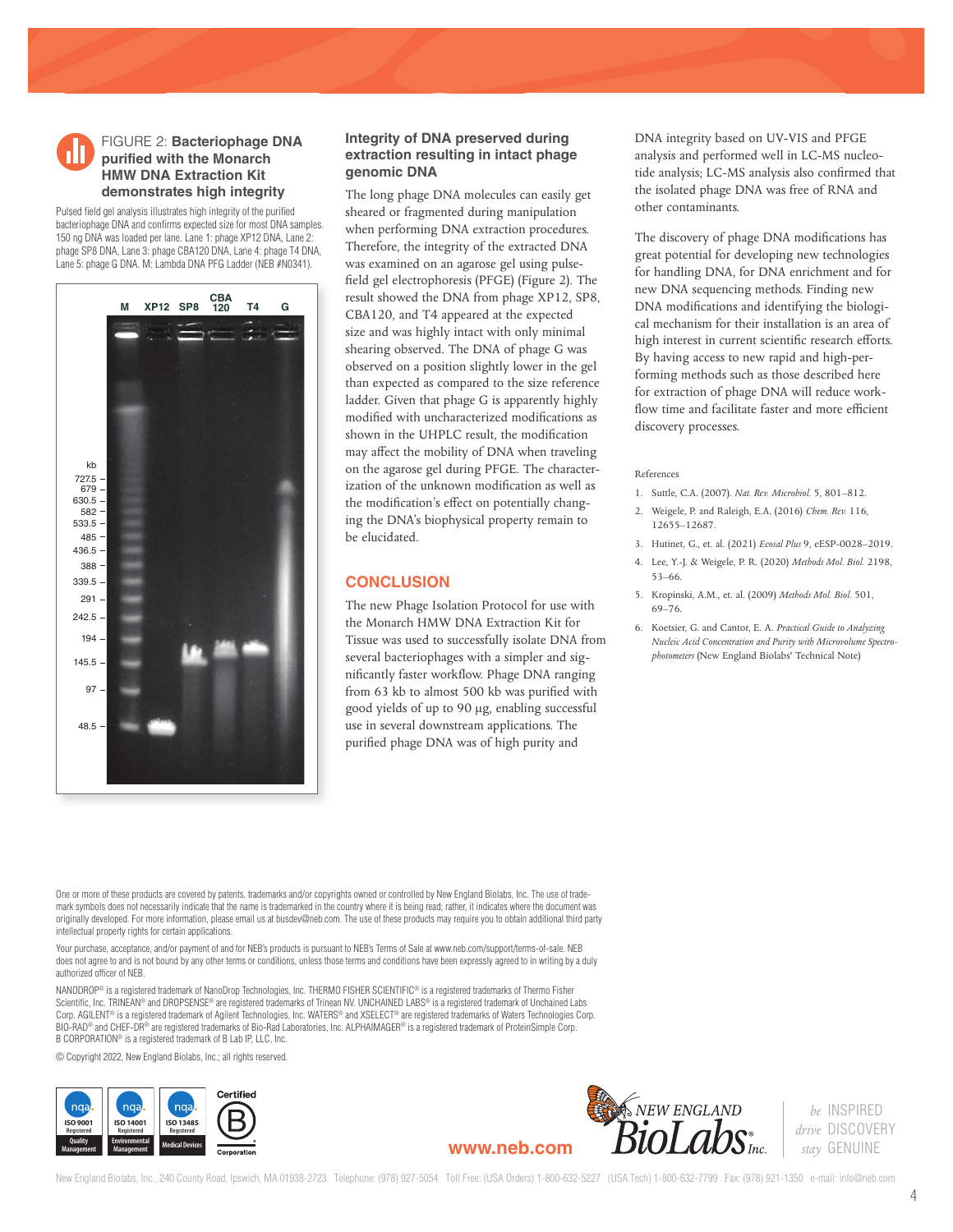### FIGURE 2: **Bacteriophage DNA purified with the Monarch HMW DNA Extraction Kit demonstrates high integrity**

Pulsed field gel analysis illustrates high integrity of the purified bacteriophage DNA and confirms expected size for most DNA samples. 150 ng DNA was loaded per lane. Lane 1: phage XP12 DNA, Lane 2: phage SP8 DNA, Lane 3: phage CBA120 DNA, Lane 4: phage T4 DNA, Lane 5: phage G DNA. M: Lambda DNA PFG Ladder (NEB #N0341).

M XP12 SP8 CBA 120 T4 G

kb
727.5
679
630.5
582
533.5
485
436.5
388
339.5
291
242.5
194
145.5
97
48.5

### Integrity of DNA preserved during extraction resulting in intact phage genomic DNA

The long phage DNA molecules can easily get sheared or fragmented during manipulation when performing DNA extraction procedures. Therefore, the integrity of the extracted DNA was examined on an agarose gel using pulse-field gel electrophoresis (PFGE) (Figure 2). The result showed the DNA from phage XP12, SP8, CBA120, and T4 appeared at the expected size and was highly intact with only minimal shearing observed. The DNA of phage G was observed on a position slightly lower in the gel than expected as compared to the size reference ladder. Given that phage G is apparently highly modified with uncharacterized modifications as shown in the UHPLC result, the modification may affect the mobility of DNA when traveling on the agarose gel during PFGE. The characterization of the unknown modification as well as the modification's effect on potentially changing the DNA's biophysical property remain to be elucidated.

## CONCLUSION

The new Phage Isolation Protocol for use with the Monarch HMW DNA Extraction Kit for Tissue was used to successfully isolate DNA from several bacteriophages with a simpler and significantly faster workflow. Phage DNA ranging from 63 kb to almost 500 kb was purified with good yields of up to 90 µg, enabling successful use in several downstream applications. The purified phage DNA was of high purity and DNA integrity based on UV-VIS and PFGE analysis and performed well in LC-MS nucleotide analysis; LC-MS analysis also confirmed that the isolated phage DNA was free of RNA and other contaminants.

The discovery of phage DNA modifications has great potential for developing new technologies for handling DNA, for DNA enrichment and for new DNA sequencing methods. Finding new DNA modifications and identifying the biological mechanism for their installation is an area of high interest in current scientific research efforts. By having access to new rapid and high-performing methods such as those described here for extraction of phage DNA will reduce workflow time and facilitate faster and more efficient discovery processes.

References

1. Suttle, C.A. (2007). *Nat. Rev. Microbiol.* 5, 801–812.
2. Weigele, P. and Raleigh, E.A. (2016) *Chem. Rev.* 116, 12655–12687.
3. Hutinet, G., et. al. (2021) *Ecosal Plus* 9, eESP-0028–2019.
4. Lee, Y.-J. & Weigele, P. R. (2020) *Methods Mol. Biol.* 2198, 53–66.
5. Kropinski, A.M., et. al. (2009) *Methods Mol. Biol.* 501, 69–76.
6. Koetsier, G. and Cantor, E. A. *Practical Guide to Analyzing Nucleic Acid Concentration and Purity with Microvolume Spectrophotometers* (New England Biolabs' Technical Note)

One or more of these products are covered by patents, trademarks and/or copyrights owned or controlled by New England Biolabs, Inc. The use of trademark symbols does not necessarily indicate that the name is trademarked in the country where it is being read; rather, it indicates where the document was originally developed. For more information, please email us at busdev@neb.com. The use of these products may require you to obtain additional third party intellectual property rights for certain applications.

Your purchase, acceptance, and/or payment of and for NEB's products is pursuant to NEB's Terms of Sale at www.neb.com/support/terms-of-sale. NEB does not agree to and is not bound by any other terms or conditions, unless those terms and conditions have been expressly agreed to in writing by a duly authorized officer of NEB.

NANODROP® is a registered trademark of NanoDrop Technologies, Inc. THERMO FISHER SCIENTIFIC® is a registered trademarks of Thermo Fisher Scientific, Inc. TRINEAN® and DROPSENSE® are registered trademarks of Trinean NV. UNCHAINED LABS® is a registered trademark of Unchained Labs Corp. AGILENT® is a registered trademark of Agilent Technologies, Inc. WATERS® and XSELECT® are registered trademarks of Waters Technologies Corp. BIO-RAD® and CHEF-DR® are registered trademarks of Bio-Rad Laboratories, Inc. ALPHAIMAGER® is a registered trademark of ProteinSimple Corp. B CORPORATION® is a registered trademark of B Lab IP, LLC, Inc.

© Copyright 2022, New England Biolabs, Inc.; all rights reserved.

ISO 9001 Registered Quality Management | ISO 14001 Registered Environmental Management | ISO 13485 Registered Medical Devices | Certified B Corporation

www.neb.com

NEW ENGLAND BioLabs® Inc.

*be* INSPIRED *drive* DISCOVERY *stay* GENUINE

New England Biolabs, Inc., 240 County Road, Ipswich, MA 01938-2723 Telephone: (978) 927-5054 Toll Free: (USA Orders) 1-800-632-5227 (USA Tech) 1-800-632-7799 Fax: (978) 921-1350 e-mail: info@neb.com